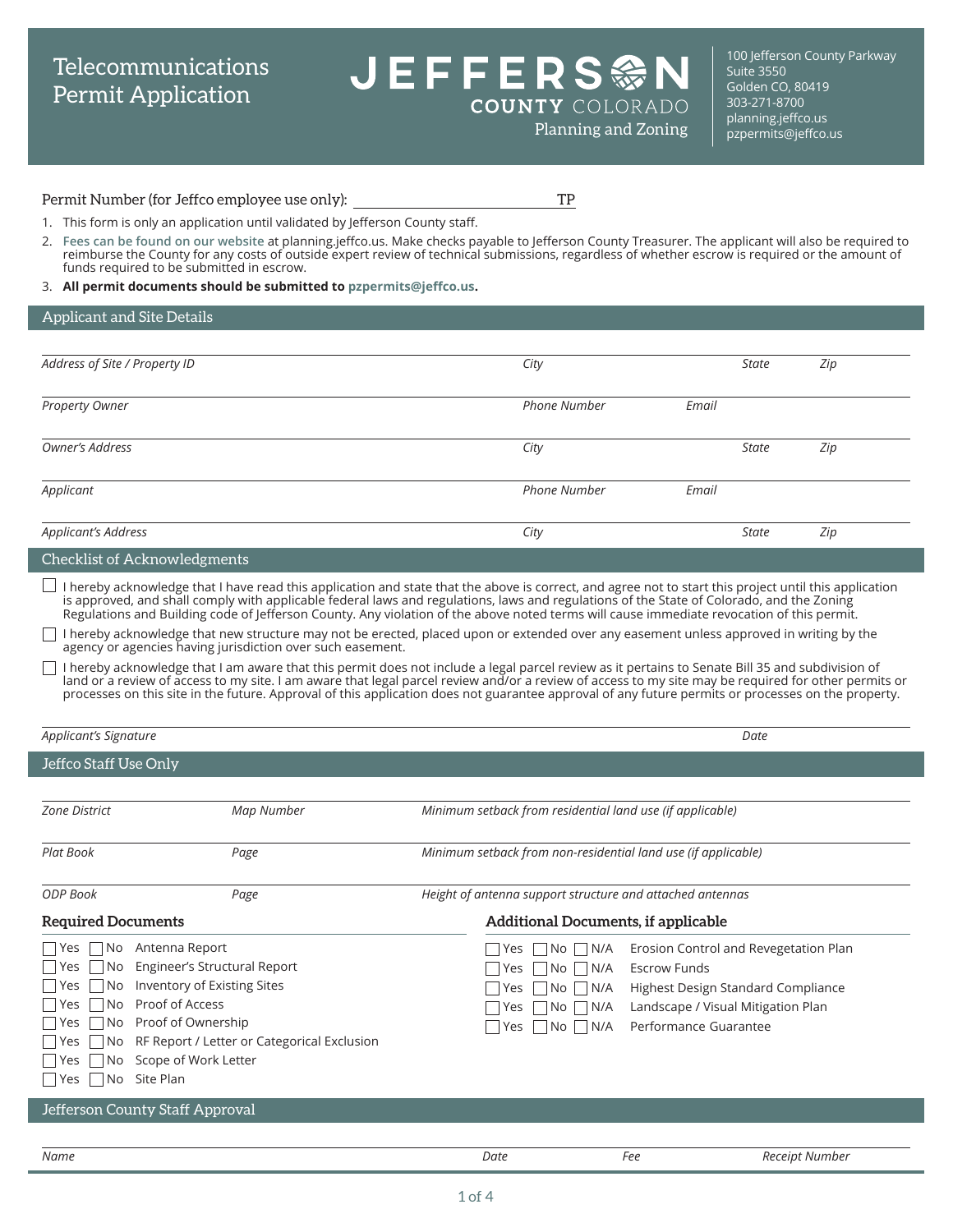# Telecommunications Permit Application

**JEFFERSON COUNTY COLORADO**
Planning and Zoning

100 Jefferson County Parkway
Suite 3550
Golden CO, 80419
303-271-8700
planning.jeffco.us
pzpermits@jeffco.us

Permit Number (for Jeffco employee use only): ______________________ TP

1. This form is only an application until validated by Jefferson County staff.
2. **Fees can be found on our website** at planning.jeffco.us. Make checks payable to Jefferson County Treasurer. The applicant will also be required to reimburse the County for any costs of outside expert review of technical submissions, regardless of whether escrow is required or the amount of funds required to be submitted in escrow.
3. **All permit documents should be submitted to pzpermits@jeffco.us.**

## Applicant and Site Details

| *Address of Site / Property ID* | *City* | | *State* | *Zip* |
|---|---|---|---|---|
| *Property Owner* | *Phone Number* | *Email* | | |
| *Owner's Address* | *City* | | *State* | *Zip* |
| *Applicant* | *Phone Number* | *Email* | | |
| *Applicant's Address* | *City* | | *State* | *Zip* |

## Checklist of Acknowledgments

- ☐ I hereby acknowledge that I have read this application and state that the above is correct, and agree not to start this project until this application is approved, and shall comply with applicable federal laws and regulations, laws and regulations of the State of Colorado, and the Zoning Regulations and Building code of Jefferson County. Any violation of the above noted terms will cause immediate revocation of this permit.
- ☐ I hereby acknowledge that new structure may not be erected, placed upon or extended over any easement unless approved in writing by the agency or agencies having jurisdiction over such easement.
- ☐ I hereby acknowledge that I am aware that this permit does not include a legal parcel review as it pertains to Senate Bill 35 and subdivision of land or a review of access to my site. I am aware that legal parcel review and/or a review of access to my site may be required for other permits or processes on this site in the future. Approval of this application does not guarantee approval of any future permits or processes on the property.

| *Applicant's Signature* | *Date* |
|---|---|

## Jeffco Staff Use Only

| *Zone District* | *Map Number* | *Minimum setback from residential land use (if applicable)* |
|---|---|---|
| *Plat Book* | *Page* | *Minimum setback from non-residential land use (if applicable)* |
| *ODP Book* | *Page* | *Height of antenna support structure and attached antennas* |

### Required Documents

- ☐ Yes ☐ No Antenna Report
- ☐ Yes ☐ No Engineer's Structural Report
- ☐ Yes ☐ No Inventory of Existing Sites
- ☐ Yes ☐ No Proof of Access
- ☐ Yes ☐ No Proof of Ownership
- ☐ Yes ☐ No RF Report / Letter or Categorical Exclusion
- ☐ Yes ☐ No Scope of Work Letter
- ☐ Yes ☐ No Site Plan

### Additional Documents, if applicable

- ☐ Yes ☐ No ☐ N/A Erosion Control and Revegetation Plan
- ☐ Yes ☐ No ☐ N/A Escrow Funds
- ☐ Yes ☐ No ☐ N/A Highest Design Standard Compliance
- ☐ Yes ☐ No ☐ N/A Landscape / Visual Mitigation Plan
- ☐ Yes ☐ No ☐ N/A Performance Guarantee

## Jefferson County Staff Approval

| *Name* | *Date* | *Fee* | *Receipt Number* |
|---|---|---|---|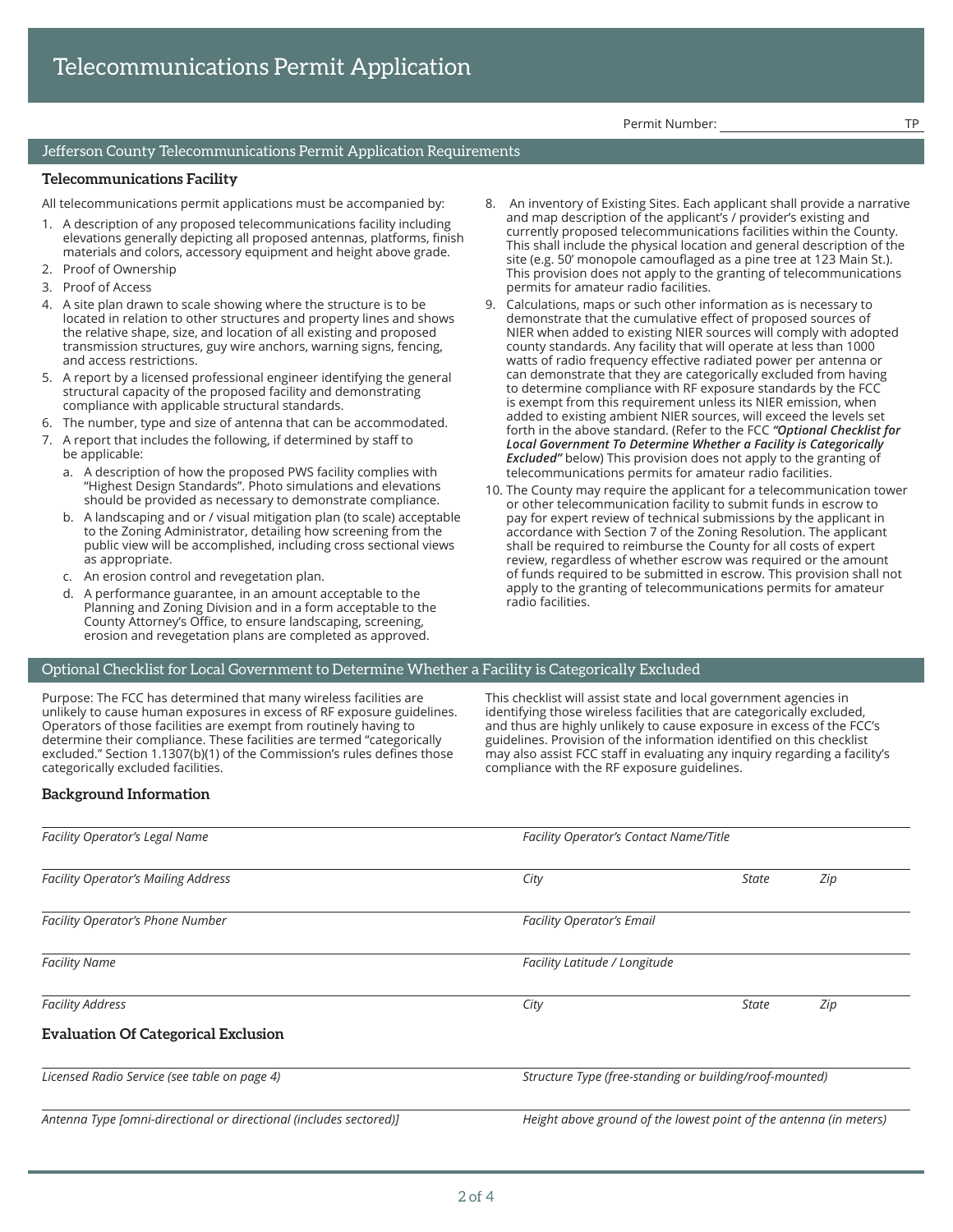# Telecommunications Permit Application

Permit Number: _______________ TP

## Jefferson County Telecommunications Permit Application Requirements

### Telecommunications Facility

All telecommunications permit applications must be accompanied by:

1. A description of any proposed telecommunications facility including elevations generally depicting all proposed antennas, platforms, finish materials and colors, accessory equipment and height above grade.
2. Proof of Ownership
3. Proof of Access
4. A site plan drawn to scale showing where the structure is to be located in relation to other structures and property lines and shows the relative shape, size, and location of all existing and proposed transmission structures, guy wire anchors, warning signs, fencing, and access restrictions.
5. A report by a licensed professional engineer identifying the general structural capacity of the proposed facility and demonstrating compliance with applicable structural standards.
6. The number, type and size of antenna that can be accommodated.
7. A report that includes the following, if determined by staff to be applicable:
   a. A description of how the proposed PWS facility complies with "Highest Design Standards". Photo simulations and elevations should be provided as necessary to demonstrate compliance.
   b. A landscaping and or / visual mitigation plan (to scale) acceptable to the Zoning Administrator, detailing how screening from the public view will be accomplished, including cross sectional views as appropriate.
   c. An erosion control and revegetation plan.
   d. A performance guarantee, in an amount acceptable to the Planning and Zoning Division and in a form acceptable to the County Attorney's Office, to ensure landscaping, screening, erosion and revegetation plans are completed as approved.
8. An inventory of Existing Sites. Each applicant shall provide a narrative and map description of the applicant's / provider's existing and currently proposed telecommunications facilities within the County. This shall include the physical location and general description of the site (e.g. 50' monopole camouflaged as a pine tree at 123 Main St.). This provision does not apply to the granting of telecommunications permits for amateur radio facilities.
9. Calculations, maps or such other information as is necessary to demonstrate that the cumulative effect of proposed sources of NIER when added to existing NIER sources will comply with adopted county standards. Any facility that will operate at less than 1000 watts of radio frequency effective radiated power per antenna or can demonstrate that they are categorically excluded from having to determine compliance with RF exposure standards by the FCC is exempt from this requirement unless its NIER emission, when added to existing ambient NIER sources, will exceed the levels set forth in the above standard. (Refer to the FCC ***"Optional Checklist for Local Government To Determine Whether a Facility is Categorically Excluded"*** below) This provision does not apply to the granting of telecommunications permits for amateur radio facilities.
10. The County may require the applicant for a telecommunication tower or other telecommunication facility to submit funds in escrow to pay for expert review of technical submissions by the applicant in accordance with Section 7 of the Zoning Resolution. The applicant shall be required to reimburse the County for all costs of expert review, regardless of whether escrow was required or the amount of funds required to be submitted in escrow. This provision shall not apply to the granting of telecommunications permits for amateur radio facilities.

## Optional Checklist for Local Government to Determine Whether a Facility is Categorically Excluded

Purpose: The FCC has determined that many wireless facilities are unlikely to cause human exposures in excess of RF exposure guidelines. Operators of those facilities are exempt from routinely having to determine their compliance. These facilities are termed "categorically excluded." Section 1.1307(b)(1) of the Commission's rules defines those categorically excluded facilities.

This checklist will assist state and local government agencies in identifying those wireless facilities that are categorically excluded, and thus are highly unlikely to cause exposure in excess of the FCC's guidelines. Provision of the information identified on this checklist may also assist FCC staff in evaluating any inquiry regarding a facility's compliance with the RF exposure guidelines.

### Background Information

*Facility Operator's Legal Name* ______________________

*Facility Operator's Contact Name/Title* ______________________

*Facility Operator's Mailing Address* ______________________ *City* __________ *State* _____ *Zip* _____

*Facility Operator's Phone Number* ______________________

*Facility Operator's Email* ______________________

*Facility Name* ______________________

*Facility Latitude / Longitude* ______________________

*Facility Address* ______________________ *City* __________ *State* _____ *Zip* _____

### Evaluation Of Categorical Exclusion

*Licensed Radio Service (see table on page 4)* ______________________

*Structure Type (free-standing or building/roof-mounted)* ______________________

*Antenna Type [omni-directional or directional (includes sectored)]* ______________________

*Height above ground of the lowest point of the antenna (in meters)* ______________________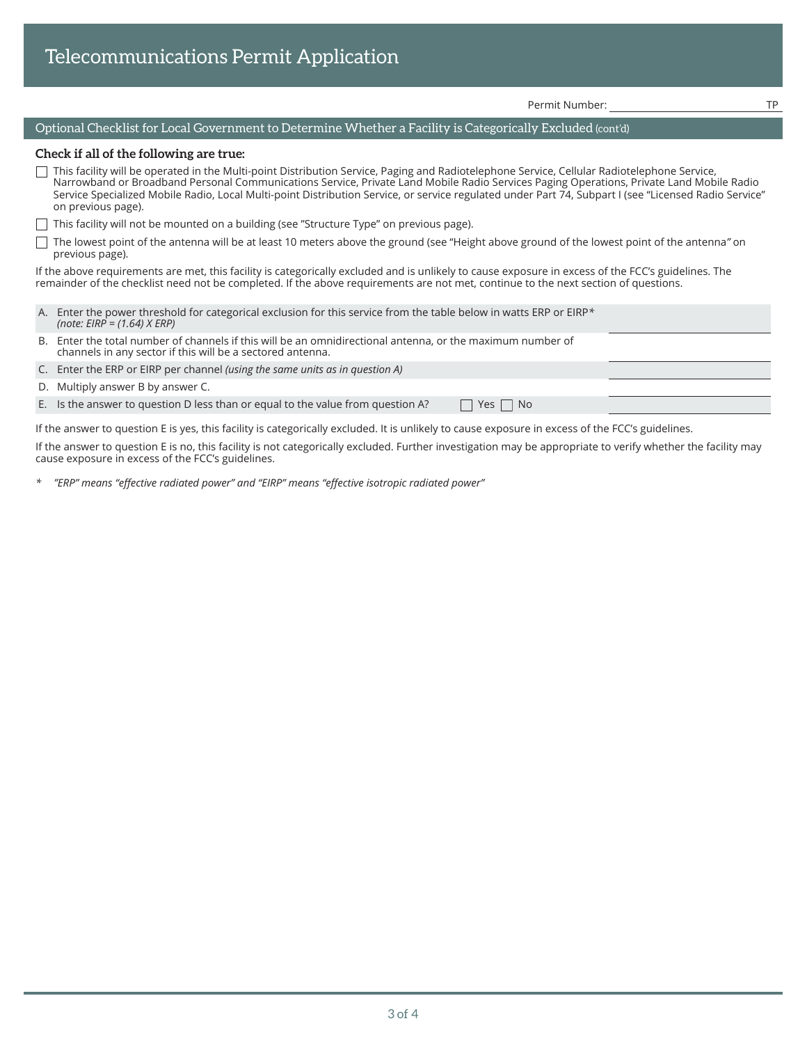# Telecommunications Permit Application

Permit Number: ______________________ TP

## Optional Checklist for Local Government to Determine Whether a Facility is Categorically Excluded (cont'd)

**Check if all of the following are true:**

- ☐ This facility will be operated in the Multi-point Distribution Service, Paging and Radiotelephone Service, Cellular Radiotelephone Service, Narrowband or Broadband Personal Communications Service, Private Land Mobile Radio Services Paging Operations, Private Land Mobile Radio Service Specialized Mobile Radio, Local Multi-point Distribution Service, or service regulated under Part 74, Subpart I (see "Licensed Radio Service" on previous page).
- ☐ This facility will not be mounted on a building (see "Structure Type" on previous page).
- ☐ The lowest point of the antenna will be at least 10 meters above the ground (see "Height above ground of the lowest point of the antenna" on previous page).

If the above requirements are met, this facility is categorically excluded and is unlikely to cause exposure in excess of the FCC's guidelines. The remainder of the checklist need not be completed. If the above requirements are not met, continue to the next section of questions.

A. Enter the power threshold for categorical exclusion for this service from the table below in watts ERP or EIRP* *(note: EIRP = (1.64) X ERP)* ______________________

B. Enter the total number of channels if this will be an omnidirectional antenna, or the maximum number of channels in any sector if this will be a sectored antenna. ______________________

C. Enter the ERP or EIRP per channel *(using the same units as in question A)* ______________________

D. Multiply answer B by answer C. ______________________

E. Is the answer to question D less than or equal to the value from question A? ☐ Yes ☐ No ______________________

If the answer to question E is yes, this facility is categorically excluded. It is unlikely to cause exposure in excess of the FCC's guidelines.

If the answer to question E is no, this facility is not categorically excluded. Further investigation may be appropriate to verify whether the facility may cause exposure in excess of the FCC's guidelines.

\* *"ERP" means "effective radiated power" and "EIRP" means "effective isotropic radiated power"*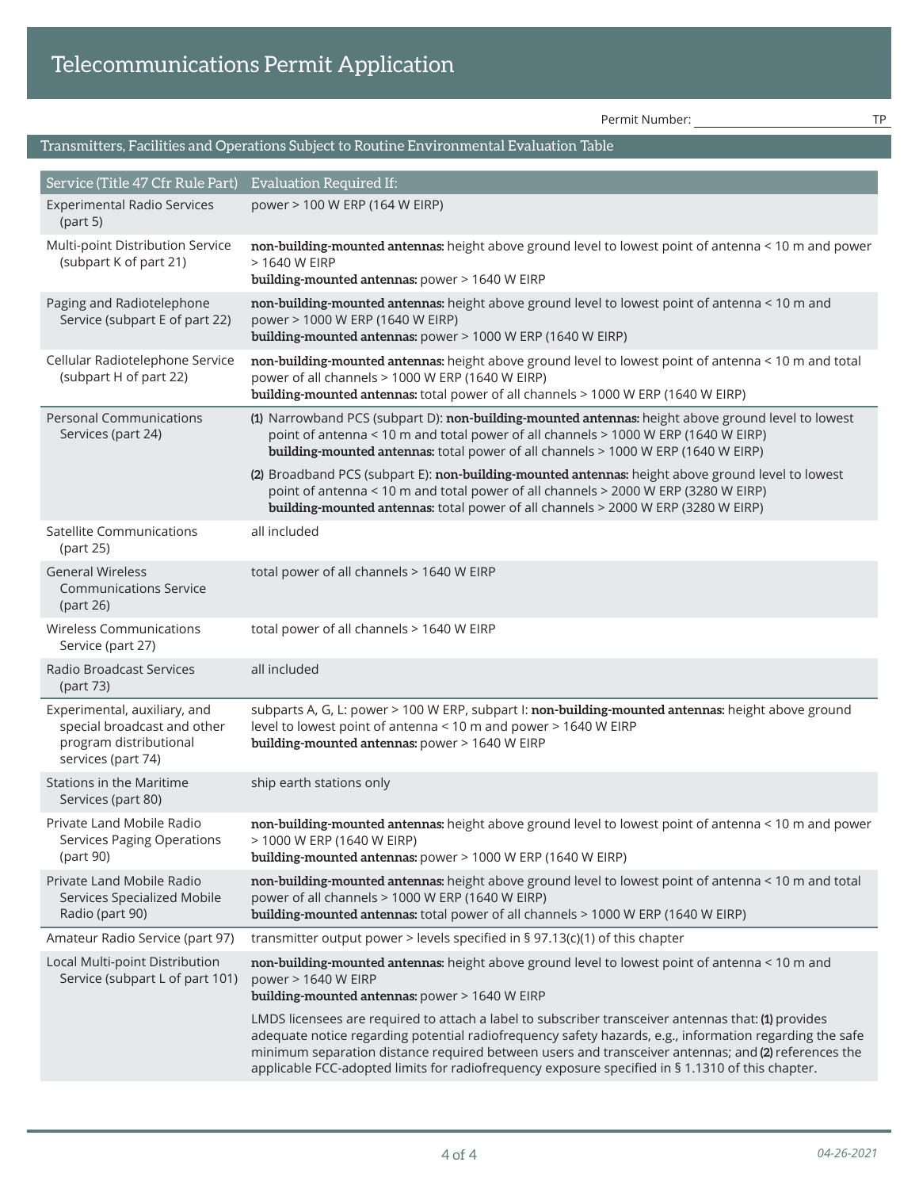# Telecommunications Permit Application

Permit Number: ______________________ TP

## Transmitters, Facilities and Operations Subject to Routine Environmental Evaluation Table

| Service (Title 47 Cfr Rule Part) | Evaluation Required If: |
|---|---|
| Experimental Radio Services (part 5) | power > 100 W ERP (164 W EIRP) |
| Multi-point Distribution Service (subpart K of part 21) | **non-building-mounted antennas:** height above ground level to lowest point of antenna < 10 m and power > 1640 W EIRP<br>**building-mounted antennas:** power > 1640 W EIRP |
| Paging and Radiotelephone Service (subpart E of part 22) | **non-building-mounted antennas:** height above ground level to lowest point of antenna < 10 m and power > 1000 W ERP (1640 W EIRP)<br>**building-mounted antennas:** power > 1000 W ERP (1640 W EIRP) |
| Cellular Radiotelephone Service (subpart H of part 22) | **non-building-mounted antennas:** height above ground level to lowest point of antenna < 10 m and total power of all channels > 1000 W ERP (1640 W EIRP)<br>**building-mounted antennas:** total power of all channels > 1000 W ERP (1640 W EIRP) |
| Personal Communications Services (part 24) | **(1)** Narrowband PCS (subpart D): **non-building-mounted antennas:** height above ground level to lowest point of antenna < 10 m and total power of all channels > 1000 W ERP (1640 W EIRP) **building-mounted antennas:** total power of all channels > 1000 W ERP (1640 W EIRP)<br>**(2)** Broadband PCS (subpart E): **non-building-mounted antennas:** height above ground level to lowest point of antenna < 10 m and total power of all channels > 2000 W ERP (3280 W EIRP) **building-mounted antennas:** total power of all channels > 2000 W ERP (3280 W EIRP) |
| Satellite Communications (part 25) | all included |
| General Wireless Communications Service (part 26) | total power of all channels > 1640 W EIRP |
| Wireless Communications Service (part 27) | total power of all channels > 1640 W EIRP |
| Radio Broadcast Services (part 73) | all included |
| Experimental, auxiliary, and special broadcast and other program distributional services (part 74) | subparts A, G, L: power > 100 W ERP, subpart I: **non-building-mounted antennas:** height above ground level to lowest point of antenna < 10 m and power > 1640 W EIRP<br>**building-mounted antennas:** power > 1640 W EIRP |
| Stations in the Maritime Services (part 80) | ship earth stations only |
| Private Land Mobile Radio Services Paging Operations (part 90) | **non-building-mounted antennas:** height above ground level to lowest point of antenna < 10 m and power > 1000 W ERP (1640 W EIRP)<br>**building-mounted antennas:** power > 1000 W ERP (1640 W EIRP) |
| Private Land Mobile Radio Services Specialized Mobile Radio (part 90) | **non-building-mounted antennas:** height above ground level to lowest point of antenna < 10 m and total power of all channels > 1000 W ERP (1640 W EIRP)<br>**building-mounted antennas:** total power of all channels > 1000 W ERP (1640 W EIRP) |
| Amateur Radio Service (part 97) | transmitter output power > levels specified in § 97.13(c)(1) of this chapter |
| Local Multi-point Distribution Service (subpart L of part 101) | **non-building-mounted antennas:** height above ground level to lowest point of antenna < 10 m and power > 1640 W EIRP<br>**building-mounted antennas:** power > 1640 W EIRP<br>LMDS licensees are required to attach a label to subscriber transceiver antennas that: **(1)** provides adequate notice regarding potential radiofrequency safety hazards, e.g., information regarding the safe minimum separation distance required between users and transceiver antennas; and **(2)** references the applicable FCC-adopted limits for radiofrequency exposure specified in § 1.1310 of this chapter. |

04-26-2021